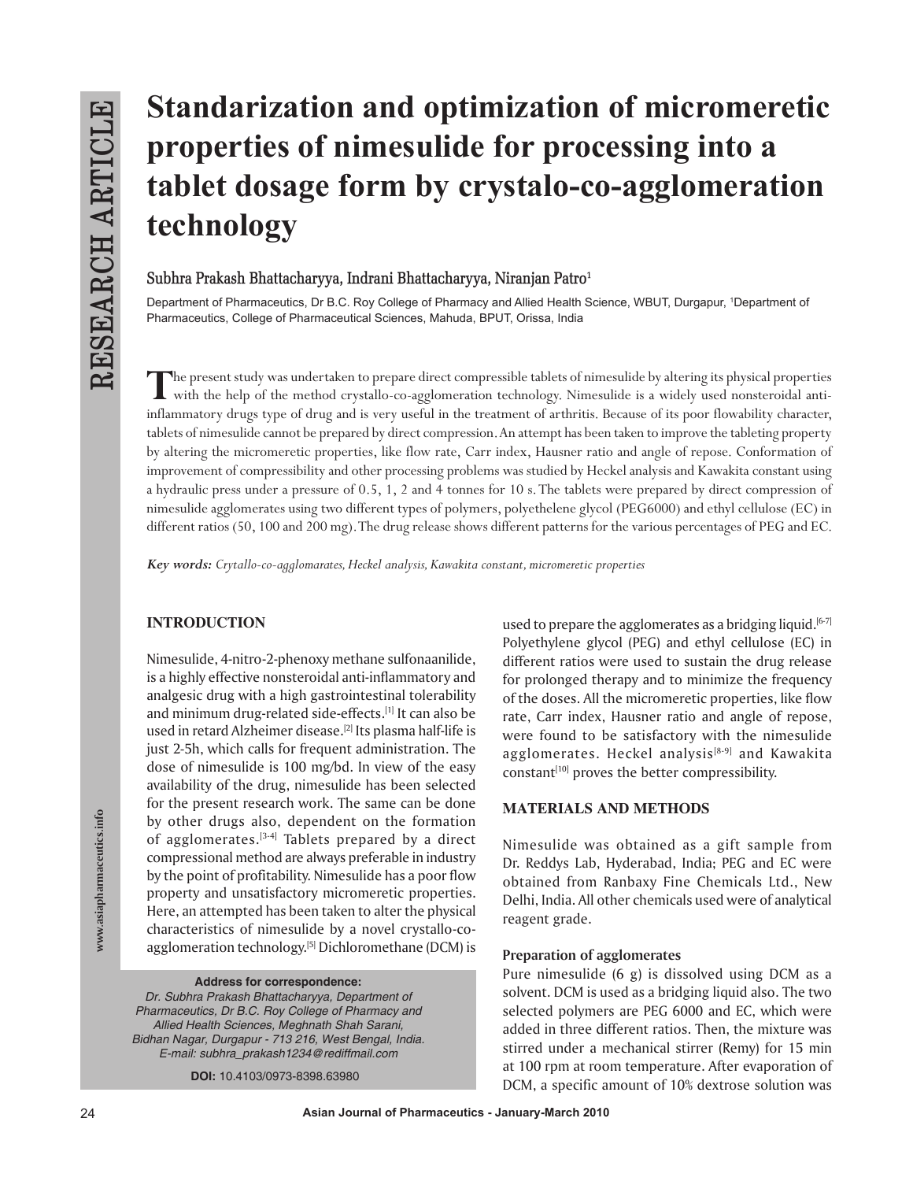RESEARCH ARTICLE

# Standarization and optimization of micromeretic properties of nimesulide for processing into a tablet dosage form by crystalo-co-agglomeration technology

**Subhra Prakash Bhattacharyya, Indrani Bhattacharyya, Niranjan Patro[1]**

Department of Pharmaceutics, Dr B.C. Roy College of Pharmacy and Allied Health Science, WBUT, Durgapur, [1]Department of Pharmaceutics, College of Pharmaceutical Sciences, Mahuda, BPUT, Orissa, India

The present study was undertaken to prepare direct compressible tablets of nimesulide by altering its physical properties with the help of the method crystallo-co-agglomeration technology. Nimesulide is a widely used nonsteroidal anti-inflammatory drugs type of drug and is very useful in the treatment of arthritis. Because of its poor flowability character, tablets of nimesulide cannot be prepared by direct compression. An attempt has been taken to improve the tableting property by altering the micromeretic properties, like flow rate, Carr index, Hausner ratio and angle of repose. Conformation of improvement of compressibility and other processing problems was studied by Heckel analysis and Kawakita constant using a hydraulic press under a pressure of 0.5, 1, 2 and 4 tonnes for 10 s. The tablets were prepared by direct compression of nimesulide agglomerates using two different types of polymers, polyethelene glycol (PEG6000) and ethyl cellulose (EC) in different ratios (50, 100 and 200 mg). The drug release shows different patterns for the various percentages of PEG and EC.

***Key words:*** *Crytallo-co-agglomarates, Heckel analysis, Kawakita constant, micromeretic properties*

## INTRODUCTION

Nimesulide, 4-nitro-2-phenoxy methane sulfonaanilide, is a highly effective nonsteroidal anti-inflammatory and analgesic drug with a high gastrointestinal tolerability and minimum drug-related side-effects.[1] It can also be used in retard Alzheimer disease.[2] Its plasma half-life is just 2-5h, which calls for frequent administration. The dose of nimesulide is 100 mg/bd. In view of the easy availability of the drug, nimesulide has been selected for the present research work. The same can be done by other drugs also, dependent on the formation of agglomerates.[3-4] Tablets prepared by a direct compressional method are always preferable in industry by the point of profitability. Nimesulide has a poor flow property and unsatisfactory micromeretic properties. Here, an attempted has been taken to alter the physical characteristics of nimesulide by a novel crystallo-co-agglomeration technology.[5] Dichloromethane (DCM) is used to prepare the agglomerates as a bridging liquid.[6-7] Polyethylene glycol (PEG) and ethyl cellulose (EC) in different ratios were used to sustain the drug release for prolonged therapy and to minimize the frequency of the doses. All the micromeretic properties, like flow rate, Carr index, Hausner ratio and angle of repose, were found to be satisfactory with the nimesulide agglomerates. Heckel analysis[8-9] and Kawakita constant[10] proves the better compressibility.

**Address for correspondence:**
*Dr. Subhra Prakash Bhattacharyya, Department of Pharmaceutics, Dr B.C. Roy College of Pharmacy and Allied Health Sciences, Meghnath Shah Sarani, Bidhan Nagar, Durgapur - 713 216, West Bengal, India. E-mail: subhra_prakash1234@rediffmail.com*

**DOI:** 10.4103/0973-8398.63980

## MATERIALS AND METHODS

Nimesulide was obtained as a gift sample from Dr. Reddys Lab, Hyderabad, India; PEG and EC were obtained from Ranbaxy Fine Chemicals Ltd., New Delhi, India. All other chemicals used were of analytical reagent grade.

### Preparation of agglomerates

Pure nimesulide (6 g) is dissolved using DCM as a solvent. DCM is used as a bridging liquid also. The two selected polymers are PEG 6000 and EC, which were added in three different ratios. Then, the mixture was stirred under a mechanical stirrer (Remy) for 15 min at 100 rpm at room temperature. After evaporation of DCM, a specific amount of 10% dextrose solution was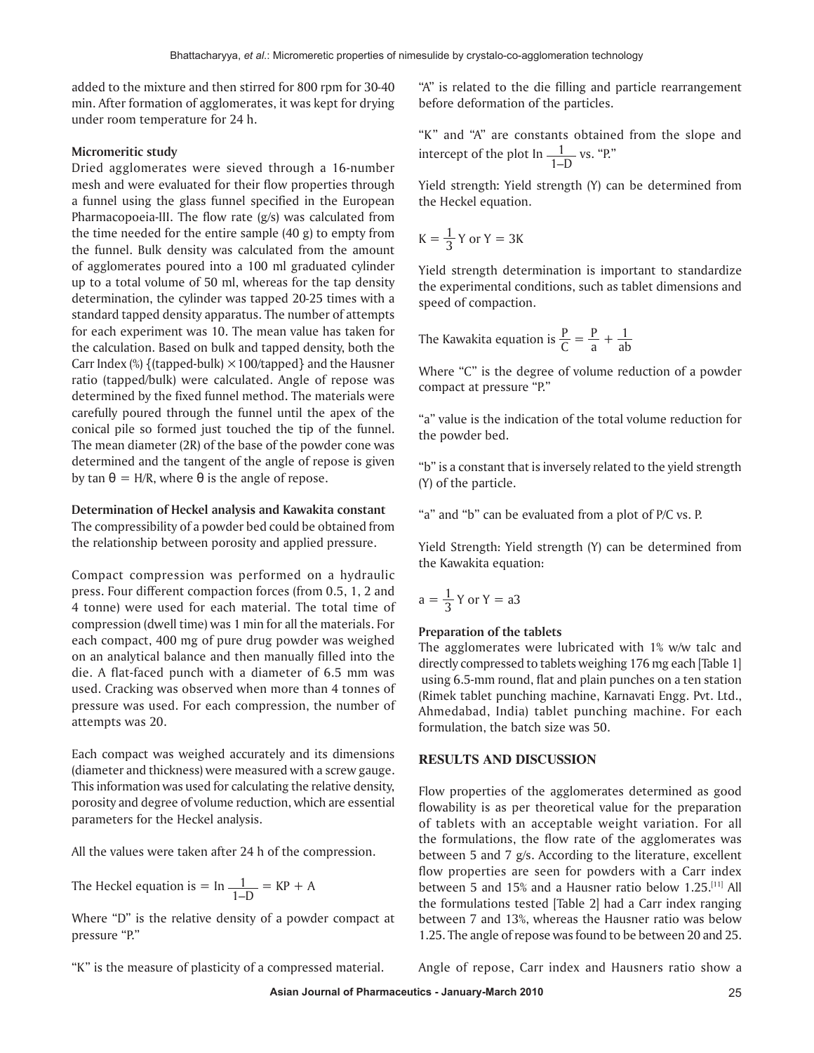added to the mixture and then stirred for 800 rpm for 30-40 min. After formation of agglomerates, it was kept for drying under room temperature for 24 h.

### Micromeritic study

Dried agglomerates were sieved through a 16-number mesh and were evaluated for their flow properties through a funnel using the glass funnel specified in the European Pharmacopoeia-III. The flow rate (g/s) was calculated from the time needed for the entire sample (40 g) to empty from the funnel. Bulk density was calculated from the amount of agglomerates poured into a 100 ml graduated cylinder up to a total volume of 50 ml, whereas for the tap density determination, the cylinder was tapped 20-25 times with a standard tapped density apparatus. The number of attempts for each experiment was 10. The mean value has taken for the calculation. Based on bulk and tapped density, both the Carr Index (%) {(tapped-bulk) $\times$100/tapped} and the Hausner ratio (tapped/bulk) were calculated. Angle of repose was determined by the fixed funnel method. The materials were carefully poured through the funnel until the apex of the conical pile so formed just touched the tip of the funnel. The mean diameter (2R) of the base of the powder cone was determined and the tangent of the angle of repose is given by $\tan \theta = H/R$, where $\theta$ is the angle of repose.

### Determination of Heckel analysis and Kawakita constant

The compressibility of a powder bed could be obtained from the relationship between porosity and applied pressure.

Compact compression was performed on a hydraulic press. Four different compaction forces (from 0.5, 1, 2 and 4 tonne) were used for each material. The total time of compression (dwell time) was 1 min for all the materials. For each compact, 400 mg of pure drug powder was weighed on an analytical balance and then manually filled into the die. A flat-faced punch with a diameter of 6.5 mm was used. Cracking was observed when more than 4 tonnes of pressure was used. For each compression, the number of attempts was 20.

Each compact was weighed accurately and its dimensions (diameter and thickness) were measured with a screw gauge. This information was used for calculating the relative density, porosity and degree of volume reduction, which are essential parameters for the Heckel analysis.

All the values were taken after 24 h of the compression.

The Heckel equation is $= \ln \frac{1}{1\text{–}D} = KP + A$

Where "D" is the relative density of a powder compact at pressure "P."

"K" is the measure of plasticity of a compressed material.

"A" is related to the die filling and particle rearrangement before deformation of the particles.

"K" and "A" are constants obtained from the slope and intercept of the plot $\ln \frac{1}{1\text{–}D}$ vs. "P."

Yield strength: Yield strength (Y) can be determined from the Heckel equation.

$$K = \frac{1}{3} Y \text{ or } Y = 3K$$

Yield strength determination is important to standardize the experimental conditions, such as tablet dimensions and speed of compaction.

The Kawakita equation is $\frac{P}{C} = \frac{P}{a} + \frac{1}{ab}$

Where "C" is the degree of volume reduction of a powder compact at pressure "P."

"a" value is the indication of the total volume reduction for the powder bed.

"b" is a constant that is inversely related to the yield strength (Y) of the particle.

"a" and "b" can be evaluated from a plot of P/C vs. P.

Yield Strength: Yield strength (Y) can be determined from the Kawakita equation:

$$a = \frac{1}{3} Y \text{ or } Y = a3$$

### Preparation of the tablets

The agglomerates were lubricated with 1% w/w talc and directly compressed to tablets weighing 176 mg each [Table 1] using 6.5-mm round, flat and plain punches on a ten station (Rimek tablet punching machine, Karnavati Engg. Pvt. Ltd., Ahmedabad, India) tablet punching machine. For each formulation, the batch size was 50.

## RESULTS AND DISCUSSION

Flow properties of the agglomerates determined as good flowability is as per theoretical value for the preparation of tablets with an acceptable weight variation. For all the formulations, the flow rate of the agglomerates was between 5 and 7 g/s. According to the literature, excellent flow properties are seen for powders with a Carr index between 5 and 15% and a Hausner ratio below 1.25.[11] All the formulations tested [Table 2] had a Carr index ranging between 7 and 13%, whereas the Hausner ratio was below 1.25. The angle of repose was found to be between 20 and 25.

Angle of repose, Carr index and Hausners ratio show a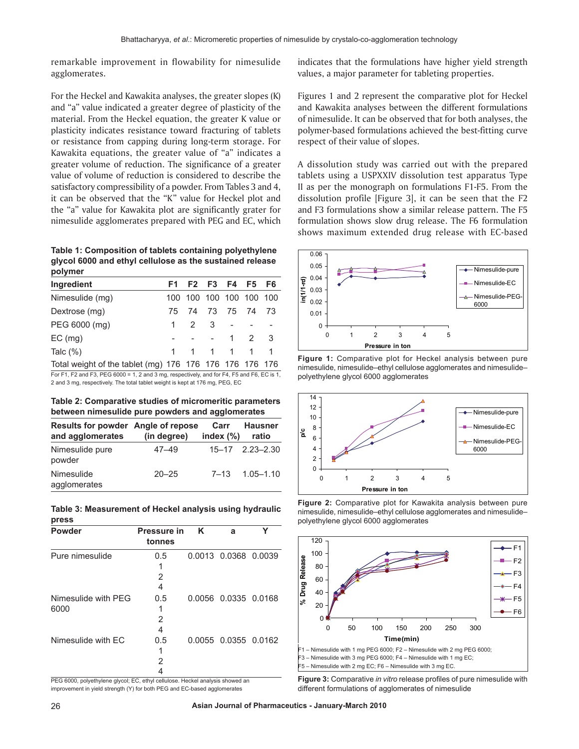remarkable improvement in flowability for nimesulide agglomerates.

For the Heckel and Kawakita analyses, the greater slopes (K) and "a" value indicated a greater degree of plasticity of the material. From the Heckel equation, the greater K value or plasticity indicates resistance toward fracturing of tablets or resistance from capping during long-term storage. For Kawakita equations, the greater value of "a" indicates a greater volume of reduction. The significance of a greater value of volume of reduction is considered to describe the satisfactory compressibility of a powder. From Tables 3 and 4, it can be observed that the "K" value for Heckel plot and the "a" value for Kawakita plot are significantly grater for nimesulide agglomerates prepared with PEG and EC, which indicates that the formulations have higher yield strength values, a major parameter for tableting properties.

Figures 1 and 2 represent the comparative plot for Heckel and Kawakita analyses between the different formulations of nimesulide. It can be observed that for both analyses, the polymer-based formulations achieved the best-fitting curve respect of their value of slopes.

A dissolution study was carried out with the prepared tablets using a USPXXIV dissolution test apparatus Type II as per the monograph on formulations F1-F5. From the dissolution profile [Figure 3], it can be seen that the F2 and F3 formulations show a similar release pattern. The F5 formulation shows slow drug release. The F6 formulation shows maximum extended drug release with EC-based

**Table 1: Composition of tablets containing polyethylene glycol 6000 and ethyl cellulose as the sustained release polymer**

| Ingredient | F1 | F2 | F3 | F4 | F5 | F6 |
|---|---|---|---|---|---|---|
| Nimesulide (mg) | 100 | 100 | 100 | 100 | 100 | 100 |
| Dextrose (mg) | 75 | 74 | 73 | 75 | 74 | 73 |
| PEG 6000 (mg) | 1 | 2 | 3 | - | - | - |
| EC (mg) | - | - | - | 1 | 2 | 3 |
| Talc (%) | 1 | 1 | 1 | 1 | 1 | 1 |
| Total weight of the tablet (mg) | 176 | 176 | 176 | 176 | 176 | 176 |

For F1, F2 and F3, PEG 6000 = 1, 2 and 3 mg, respectively, and for F4, F5 and F6, EC is 1, 2 and 3 mg, respectively. The total tablet weight is kept at 176 mg, PEG, EC

**Table 2: Comparative studies of micromeritic parameters between nimesulide pure powders and agglomerates**

| Results for powder and agglomerates | Angle of repose (in degree) | Carr index (%) | Hausner ratio |
|---|---|---|---|
| Nimesulide pure powder | 47–49 | 15–17 | 2.23–2.30 |
| Nimesulide agglomerates | 20–25 | 7–13 | 1.05–1.10 |

**Table 3: Measurement of Heckel analysis using hydraulic press**

| Powder | Pressure in tonnes | K | a | Y |
|---|---|---|---|---|
| Pure nimesulide | 0.5 | 0.0013 | 0.0368 | 0.0039 |
| | 1 | | | |
| | 2 | | | |
| | 4 | | | |
| Nimesulide with PEG 6000 | 0.5 | 0.0056 | 0.0335 | 0.0168 |
| | 1 | | | |
| | 2 | | | |
| | 4 | | | |
| Nimesulide with EC | 0.5 | 0.0055 | 0.0355 | 0.0162 |
| | 1 | | | |
| | 2 | | | |
| | 4 | | | |

PEG 6000, polyethylene glycol; EC, ethyl cellulose. Heckel analysis showed an improvement in yield strength (Y) for both PEG and EC-based agglomerates

**Figure 1:** Comparative plot for Heckel analysis between pure nimesulide, nimesulide–ethyl cellulose agglomerates and nimesulide–polyethylene glycol 6000 agglomerates

**Figure 2:** Comparative plot for Kawakita analysis between pure nimesulide, nimesulide–ethyl cellulose agglomerates and nimesulide–polyethylene glycol 6000 agglomerates

F1 – Nimesulide with 1 mg PEG 6000; F2 – Nimesulide with 2 mg PEG 6000; F3 – Nimesulide with 3 mg PEG 6000; F4 – Nimesulide with 1 mg EC; F5 – Nimesulide with 2 mg EC; F6 – Nimesulide with 3 mg EC.

**Figure 3:** Comparative *in vitro* release profiles of pure nimesulide with different formulations of agglomerates of nimesulide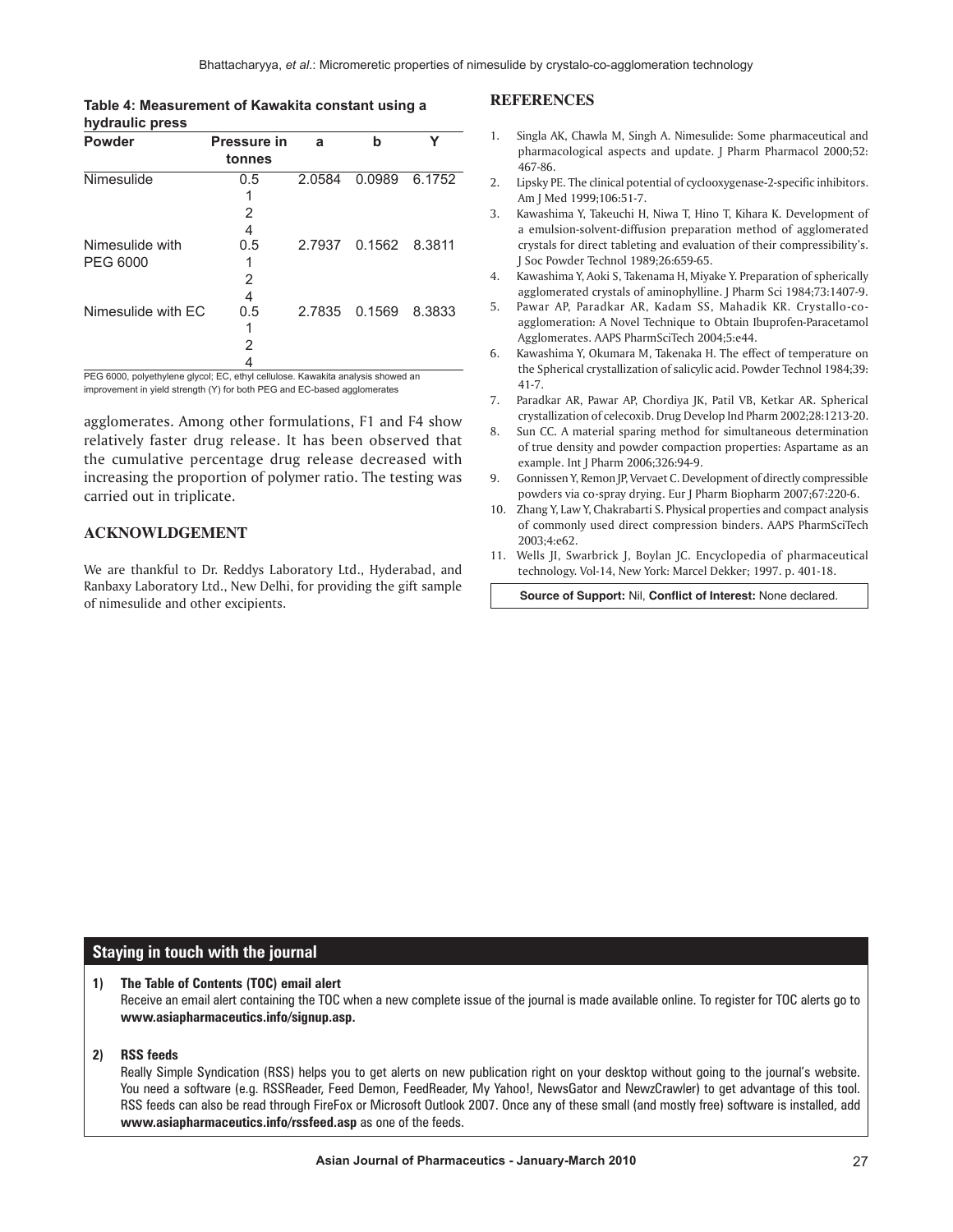**Table 4: Measurement of Kawakita constant using a hydraulic press**

| Powder | Pressure in tonnes | a | b | Y |
|---|---|---|---|---|
| Nimesulide | 0.5 | 2.0584 | 0.0989 | 6.1752 |
| | 1 | | | |
| | 2 | | | |
| | 4 | | | |
| Nimesulide with PEG 6000 | 0.5 | 2.7937 | 0.1562 | 8.3811 |
| | 1 | | | |
| | 2 | | | |
| | 4 | | | |
| Nimesulide with EC | 0.5 | 2.7835 | 0.1569 | 8.3833 |
| | 1 | | | |
| | 2 | | | |
| | 4 | | | |

PEG 6000, polyethylene glycol; EC, ethyl cellulose. Kawakita analysis showed an improvement in yield strength (Y) for both PEG and EC-based agglomerates

agglomerates. Among other formulations, F1 and F4 show relatively faster drug release. It has been observed that the cumulative percentage drug release decreased with increasing the proportion of polymer ratio. The testing was carried out in triplicate.

## ACKNOWLDGEMENT

We are thankful to Dr. Reddys Laboratory Ltd., Hyderabad, and Ranbaxy Laboratory Ltd., New Delhi, for providing the gift sample of nimesulide and other excipients.

## REFERENCES

1. Singla AK, Chawla M, Singh A. Nimesulide: Some pharmaceutical and pharmacological aspects and update. J Pharm Pharmacol 2000;52: 467-86.
2. Lipsky PE. The clinical potential of cyclooxygenase-2-specific inhibitors. Am J Med 1999;106:51-7.
3. Kawashima Y, Takeuchi H, Niwa T, Hino T, Kihara K. Development of a emulsion-solvent-diffusion preparation method of agglomerated crystals for direct tableting and evaluation of their compressibility's. J Soc Powder Technol 1989;26:659-65.
4. Kawashima Y, Aoki S, Takenama H, Miyake Y. Preparation of spherically agglomerated crystals of aminophylline. J Pharm Sci 1984;73:1407-9.
5. Pawar AP, Paradkar AR, Kadam SS, Mahadik KR. Crystallo-co-agglomeration: A Novel Technique to Obtain Ibuprofen-Paracetamol Agglomerates. AAPS PharmSciTech 2004;5:e44.
6. Kawashima Y, Okumara M, Takenaka H. The effect of temperature on the Spherical crystallization of salicylic acid. Powder Technol 1984;39: 41-7.
7. Paradkar AR, Pawar AP, Chordiya JK, Patil VB, Ketkar AR. Spherical crystallization of celecoxib. Drug Develop Ind Pharm 2002;28:1213-20.
8. Sun CC. A material sparing method for simultaneous determination of true density and powder compaction properties: Aspartame as an example. Int J Pharm 2006;326:94-9.
9. Gonnissen Y, Remon JP, Vervaet C. Development of directly compressible powders via co-spray drying. Eur J Pharm Biopharm 2007;67:220-6.
10. Zhang Y, Law Y, Chakrabarti S. Physical properties and compact analysis of commonly used direct compression binders. AAPS PharmSciTech 2003;4:e62.
11. Wells JI, Swarbrick J, Boylan JC. Encyclopedia of pharmaceutical technology. Vol-14, New York: Marcel Dekker; 1997. p. 401-18.

**Source of Support:** Nil, **Conflict of Interest:** None declared.

## Staying in touch with the journal

1) **The Table of Contents (TOC) email alert**
Receive an email alert containing the TOC when a new complete issue of the journal is made available online. To register for TOC alerts go to **www.asiapharmaceutics.info/signup.asp.**

2) **RSS feeds**
Really Simple Syndication (RSS) helps you to get alerts on new publication right on your desktop without going to the journal's website. You need a software (e.g. RSSReader, Feed Demon, FeedReader, My Yahoo!, NewsGator and NewzCrawler) to get advantage of this tool. RSS feeds can also be read through FireFox or Microsoft Outlook 2007. Once any of these small (and mostly free) software is installed, add **www.asiapharmaceutics.info/rssfeed.asp** as one of the feeds.